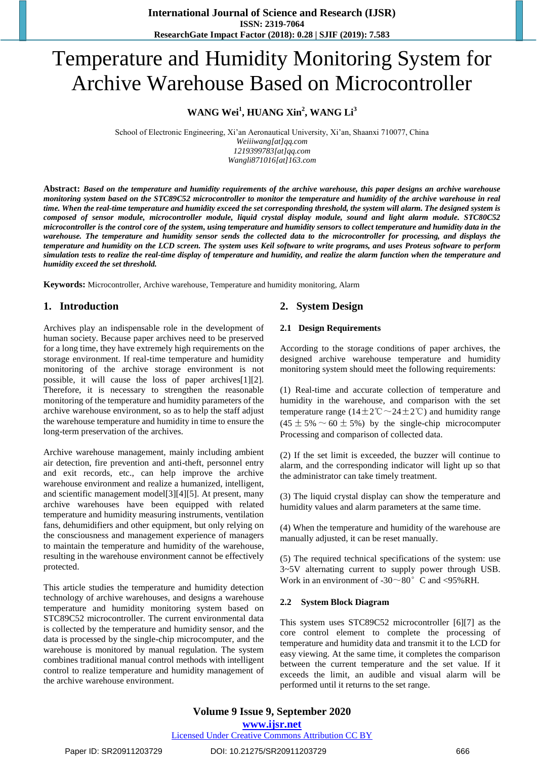# Temperature and Humidity Monitoring System for Archive Warehouse Based on Microcontroller

**WANG Wei[1], HUANG Xin[2], WANG Li[3]**

School of Electronic Engineering, Xi'an Aeronautical University, Xi'an, Shaanxi 710077, China
*Weiiiwang[at]qq.com*
*1219399783[at]qq.com*
*Wangli871016[at]163.com*

**Abstract:** ***Based on the temperature and humidity requirements of the archive warehouse, this paper designs an archive warehouse monitoring system based on the STC89C52 microcontroller to monitor the temperature and humidity of the archive warehouse in real time. When the real-time temperature and humidity exceed the set corresponding threshold, the system will alarm. The designed system is composed of sensor module, microcontroller module, liquid crystal display module, sound and light alarm module. STC80C52 microcontroller is the control core of the system, using temperature and humidity sensors to collect temperature and humidity data in the warehouse. The temperature and humidity sensor sends the collected data to the microcontroller for processing, and displays the temperature and humidity on the LCD screen. The system uses Keil software to write programs, and uses Proteus software to perform simulation tests to realize the real-time display of temperature and humidity, and realize the alarm function when the temperature and humidity exceed the set threshold.***

**Keywords:** Microcontroller, Archive warehouse, Temperature and humidity monitoring, Alarm

## 1. Introduction

Archives play an indispensable role in the development of human society. Because paper archives need to be preserved for a long time, they have extremely high requirements on the storage environment. If real-time temperature and humidity monitoring of the archive storage environment is not possible, it will cause the loss of paper archives[1][2]. Therefore, it is necessary to strengthen the reasonable monitoring of the temperature and humidity parameters of the archive warehouse environment, so as to help the staff adjust the warehouse temperature and humidity in time to ensure the long-term preservation of the archives.

Archive warehouse management, mainly including ambient air detection, fire prevention and anti-theft, personnel entry and exit records, etc., can help improve the archive warehouse environment and realize a humanized, intelligent, and scientific management model[3][4][5]. At present, many archive warehouses have been equipped with related temperature and humidity measuring instruments, ventilation fans, dehumidifiers and other equipment, but only relying on the consciousness and management experience of managers to maintain the temperature and humidity of the warehouse, resulting in the warehouse environment cannot be effectively protected.

This article studies the temperature and humidity detection technology of archive warehouses, and designs a warehouse temperature and humidity monitoring system based on STC89C52 microcontroller. The current environmental data is collected by the temperature and humidity sensor, and the data is processed by the single-chip microcomputer, and the warehouse is monitored by manual regulation. The system combines traditional manual control methods with intelligent control to realize temperature and humidity management of the archive warehouse environment.

## 2. System Design

### 2.1 Design Requirements

According to the storage conditions of paper archives, the designed archive warehouse temperature and humidity monitoring system should meet the following requirements:

(1) Real-time and accurate collection of temperature and humidity in the warehouse, and comparison with the set temperature range (14±2℃～24±2℃) and humidity range (45 ± 5% ～ 60 ± 5%) by the single-chip microcomputer Processing and comparison of collected data.

(2) If the set limit is exceeded, the buzzer will continue to alarm, and the corresponding indicator will light up so that the administrator can take timely treatment.

(3) The liquid crystal display can show the temperature and humidity values and alarm parameters at the same time.

(4) When the temperature and humidity of the warehouse are manually adjusted, it can be reset manually.

(5) The required technical specifications of the system: use 3~5V alternating current to supply power through USB. Work in an environment of -30～80° C and <95%RH.

### 2.2 System Block Diagram

This system uses STC89C52 microcontroller [6][7] as the core control element to complete the processing of temperature and humidity data and transmit it to the LCD for easy viewing. At the same time, it completes the comparison between the current temperature and the set value. If it exceeds the limit, an audible and visual alarm will be performed until it returns to the set range.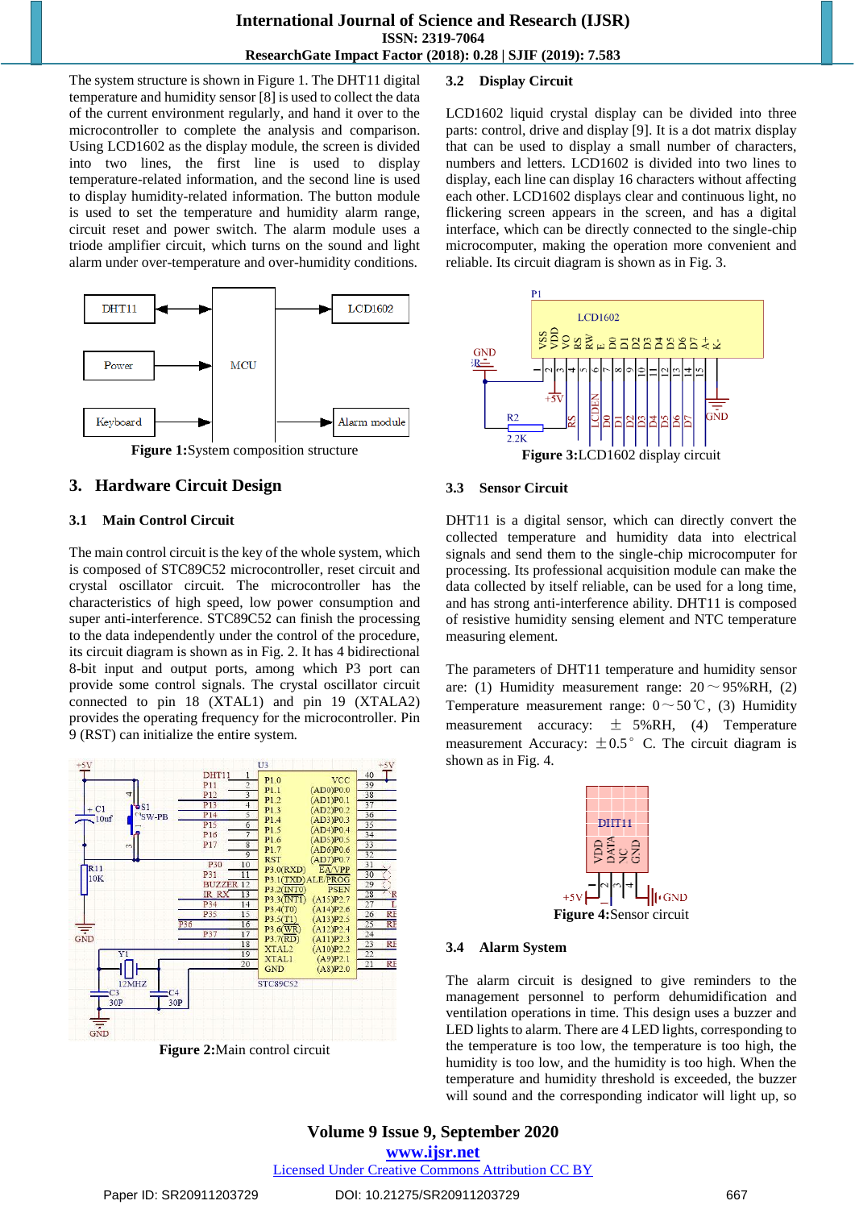The system structure is shown in Figure 1. The DHT11 digital temperature and humidity sensor [8] is used to collect the data of the current environment regularly, and hand it over to the microcontroller to complete the analysis and comparison. Using LCD1602 as the display module, the screen is divided into two lines, the first line is used to display temperature-related information, and the second line is used to display humidity-related information. The button module is used to set the temperature and humidity alarm range, circuit reset and power switch. The alarm module uses a triode amplifier circuit, which turns on the sound and light alarm under over-temperature and over-humidity conditions.

**Figure 1:** System composition structure

## 3. Hardware Circuit Design

### 3.1 Main Control Circuit

The main control circuit is the key of the whole system, which is composed of STC89C52 microcontroller, reset circuit and crystal oscillator circuit. The microcontroller has the characteristics of high speed, low power consumption and super anti-interference. STC89C52 can finish the processing to the data independently under the control of the procedure, its circuit diagram is shown as in Fig. 2. It has 4 bidirectional 8-bit input and output ports, among which P3 port can provide some control signals. The crystal oscillator circuit connected to pin 18 (XTAL1) and pin 19 (XTALA2) provides the operating frequency for the microcontroller. Pin 9 (RST) can initialize the entire system.

**Figure 2:** Main control circuit

### 3.2 Display Circuit

LCD1602 liquid crystal display can be divided into three parts: control, drive and display [9]. It is a dot matrix display that can be used to display a small number of characters, numbers and letters. LCD1602 is divided into two lines to display, each line can display 16 characters without affecting each other. LCD1602 displays clear and continuous light, no flickering screen appears in the screen, and has a digital interface, which can be directly connected to the single-chip microcomputer, making the operation more convenient and reliable. Its circuit diagram is shown as in Fig. 3.

**Figure 3:** LCD1602 display circuit

### 3.3 Sensor Circuit

DHT11 is a digital sensor, which can directly convert the collected temperature and humidity data into electrical signals and send them to the single-chip microcomputer for processing. Its professional acquisition module can make the data collected by itself reliable, can be used for a long time, and has strong anti-interference ability. DHT11 is composed of resistive humidity sensing element and NTC temperature measuring element.

The parameters of DHT11 temperature and humidity sensor are: (1) Humidity measurement range: 20～95%RH, (2) Temperature measurement range: 0～50℃, (3) Humidity measurement accuracy: ± 5%RH, (4) Temperature measurement Accuracy: ±0.5° C. The circuit diagram is shown as in Fig. 4.

**Figure 4:** Sensor circuit

### 3.4 Alarm System

The alarm circuit is designed to give reminders to the management personnel to perform dehumidification and ventilation operations in time. This design uses a buzzer and LED lights to alarm. There are 4 LED lights, corresponding to the temperature is too low, the temperature is too high, the humidity is too low, and the humidity is too high. When the temperature and humidity threshold is exceeded, the buzzer will sound and the corresponding indicator will light up, so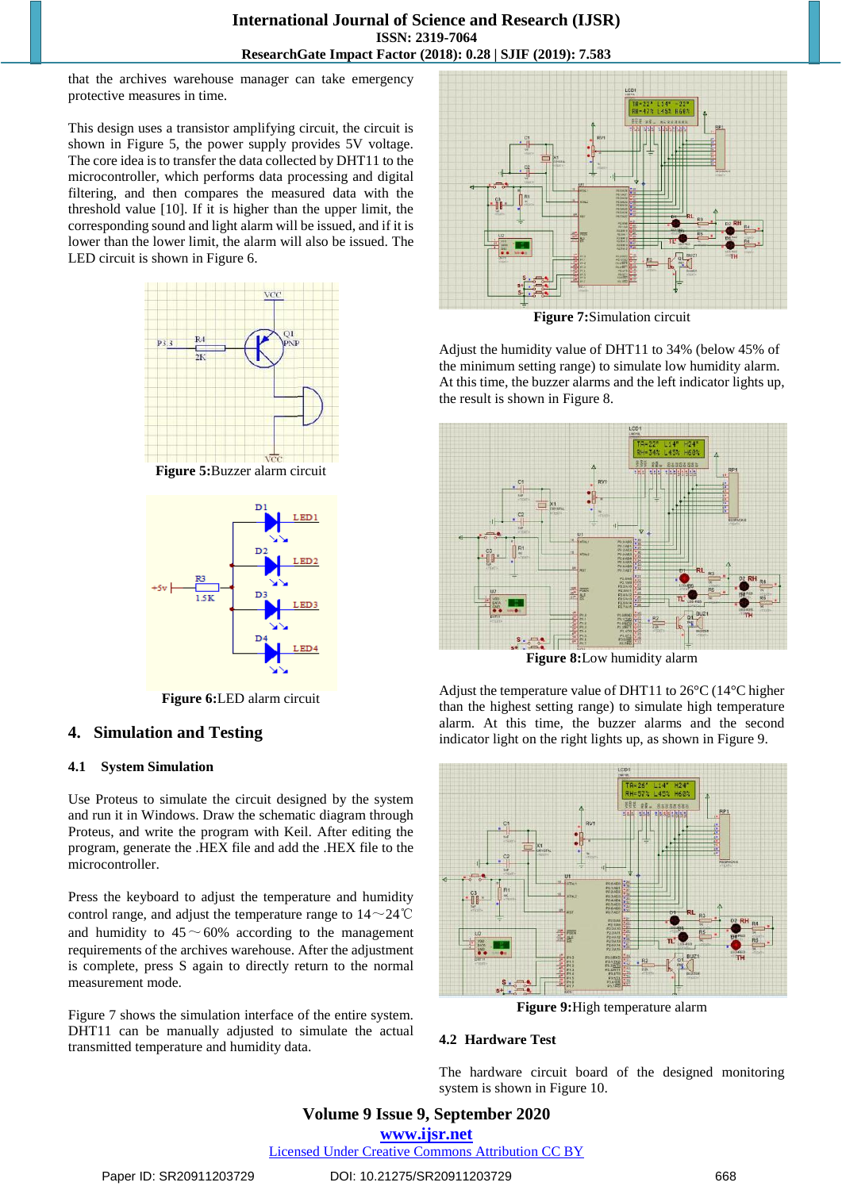that the archives warehouse manager can take emergency protective measures in time.

This design uses a transistor amplifying circuit, the circuit is shown in Figure 5, the power supply provides 5V voltage. The core idea is to transfer the data collected by DHT11 to the microcontroller, which performs data processing and digital filtering, and then compares the measured data with the threshold value [10]. If it is higher than the upper limit, the corresponding sound and light alarm will be issued, and if it is lower than the lower limit, the alarm will also be issued. The LED circuit is shown in Figure 6.

**Figure 5:** Buzzer alarm circuit

**Figure 6:** LED alarm circuit

## 4. Simulation and Testing

### 4.1 System Simulation

Use Proteus to simulate the circuit designed by the system and run it in Windows. Draw the schematic diagram through Proteus, and write the program with Keil. After editing the program, generate the .HEX file and add the .HEX file to the microcontroller.

Press the keyboard to adjust the temperature and humidity control range, and adjust the temperature range to 14～24℃ and humidity to 45～60% according to the management requirements of the archives warehouse. After the adjustment is complete, press S again to directly return to the normal measurement mode.

Figure 7 shows the simulation interface of the entire system. DHT11 can be manually adjusted to simulate the actual transmitted temperature and humidity data.

**Figure 7:** Simulation circuit

Adjust the humidity value of DHT11 to 34% (below 45% of the minimum setting range) to simulate low humidity alarm. At this time, the buzzer alarms and the left indicator lights up, the result is shown in Figure 8.

**Figure 8:** Low humidity alarm

Adjust the temperature value of DHT11 to 26°C (14°C higher than the highest setting range) to simulate high temperature alarm. At this time, the buzzer alarms and the second indicator light on the right lights up, as shown in Figure 9.

**Figure 9:** High temperature alarm

### 4.2 Hardware Test

The hardware circuit board of the designed monitoring system is shown in Figure 10.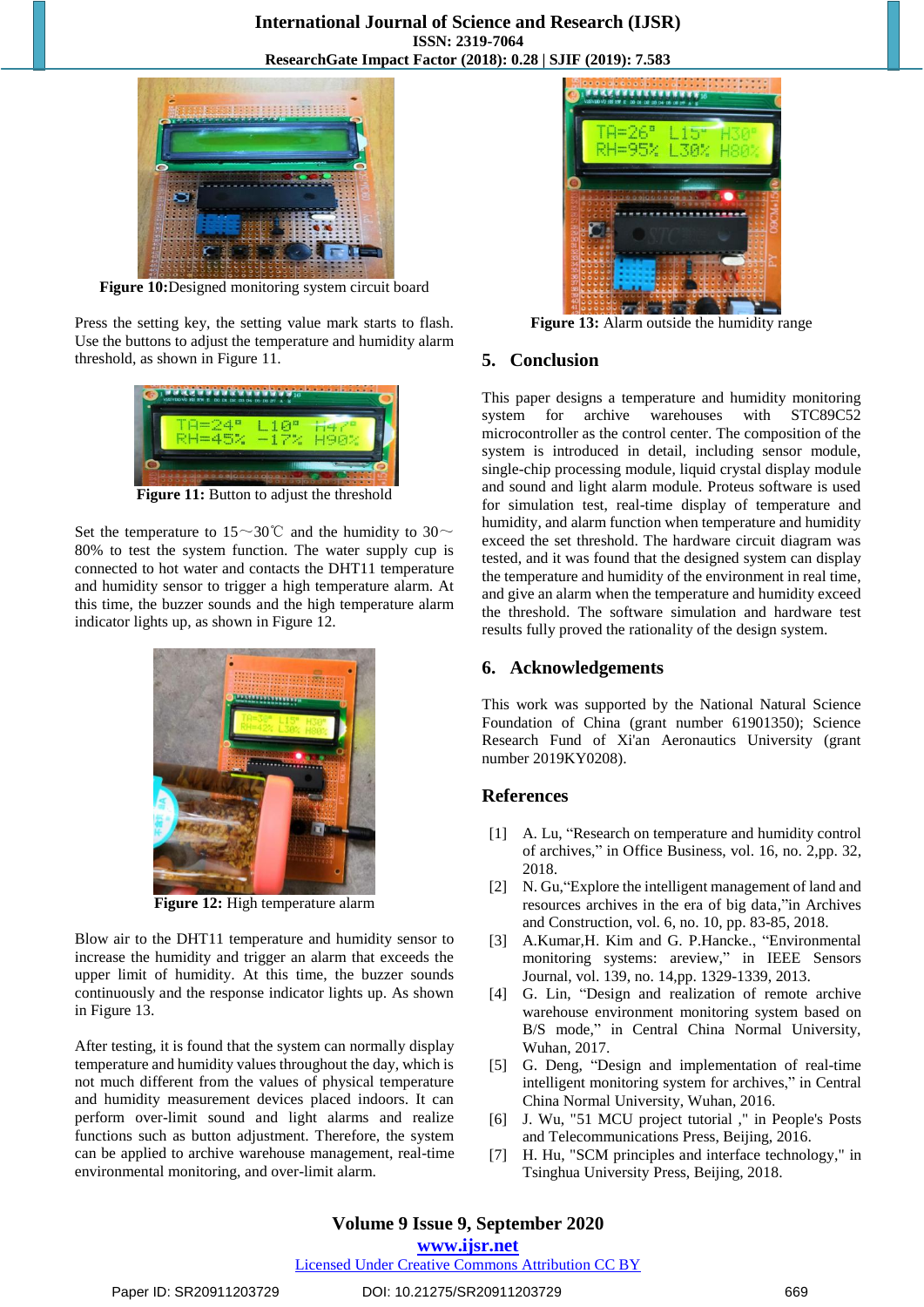**Figure 10:** Designed monitoring system circuit board

Press the setting key, the setting value mark starts to flash. Use the buttons to adjust the temperature and humidity alarm threshold, as shown in Figure 11.

**Figure 11:** Button to adjust the threshold

Set the temperature to 15～30℃ and the humidity to 30～80% to test the system function. The water supply cup is connected to hot water and contacts the DHT11 temperature and humidity sensor to trigger a high temperature alarm. At this time, the buzzer sounds and the high temperature alarm indicator lights up, as shown in Figure 12.

**Figure 12:** High temperature alarm

Blow air to the DHT11 temperature and humidity sensor to increase the humidity and trigger an alarm that exceeds the upper limit of humidity. At this time, the buzzer sounds continuously and the response indicator lights up. As shown in Figure 13.

After testing, it is found that the system can normally display temperature and humidity values throughout the day, which is not much different from the values of physical temperature and humidity measurement devices placed indoors. It can perform over-limit sound and light alarms and realize functions such as button adjustment. Therefore, the system can be applied to archive warehouse management, real-time environmental monitoring, and over-limit alarm.

**Figure 13:** Alarm outside the humidity range

## 5. Conclusion

This paper designs a temperature and humidity monitoring system for archive warehouses with STC89C52 microcontroller as the control center. The composition of the system is introduced in detail, including sensor module, single-chip processing module, liquid crystal display module and sound and light alarm module. Proteus software is used for simulation test, real-time display of temperature and humidity, and alarm function when temperature and humidity exceed the set threshold. The hardware circuit diagram was tested, and it was found that the designed system can display the temperature and humidity of the environment in real time, and give an alarm when the temperature and humidity exceed the threshold. The software simulation and hardware test results fully proved the rationality of the design system.

## 6. Acknowledgements

This work was supported by the National Natural Science Foundation of China (grant number 61901350); Science Research Fund of Xi'an Aeronautics University (grant number 2019KY0208).

## References

[1] A. Lu, “Research on temperature and humidity control of archives,” in Office Business, vol. 16, no. 2,pp. 32, 2018.

[2] N. Gu,“Explore the intelligent management of land and resources archives in the era of big data,”in Archives and Construction, vol. 6, no. 10, pp. 83-85, 2018.

[3] A.Kumar,H. Kim and G. P.Hancke., “Environmental monitoring systems: areview,” in IEEE Sensors Journal, vol. 139, no. 14,pp. 1329-1339, 2013.

[4] G. Lin, “Design and realization of remote archive warehouse environment monitoring system based on B/S mode,” in Central China Normal University, Wuhan, 2017.

[5] G. Deng, “Design and implementation of real-time intelligent monitoring system for archives,” in Central China Normal University, Wuhan, 2016.

[6] J. Wu, "51 MCU project tutorial ," in People's Posts and Telecommunications Press, Beijing, 2016.

[7] H. Hu, "SCM principles and interface technology," in Tsinghua University Press, Beijing, 2018.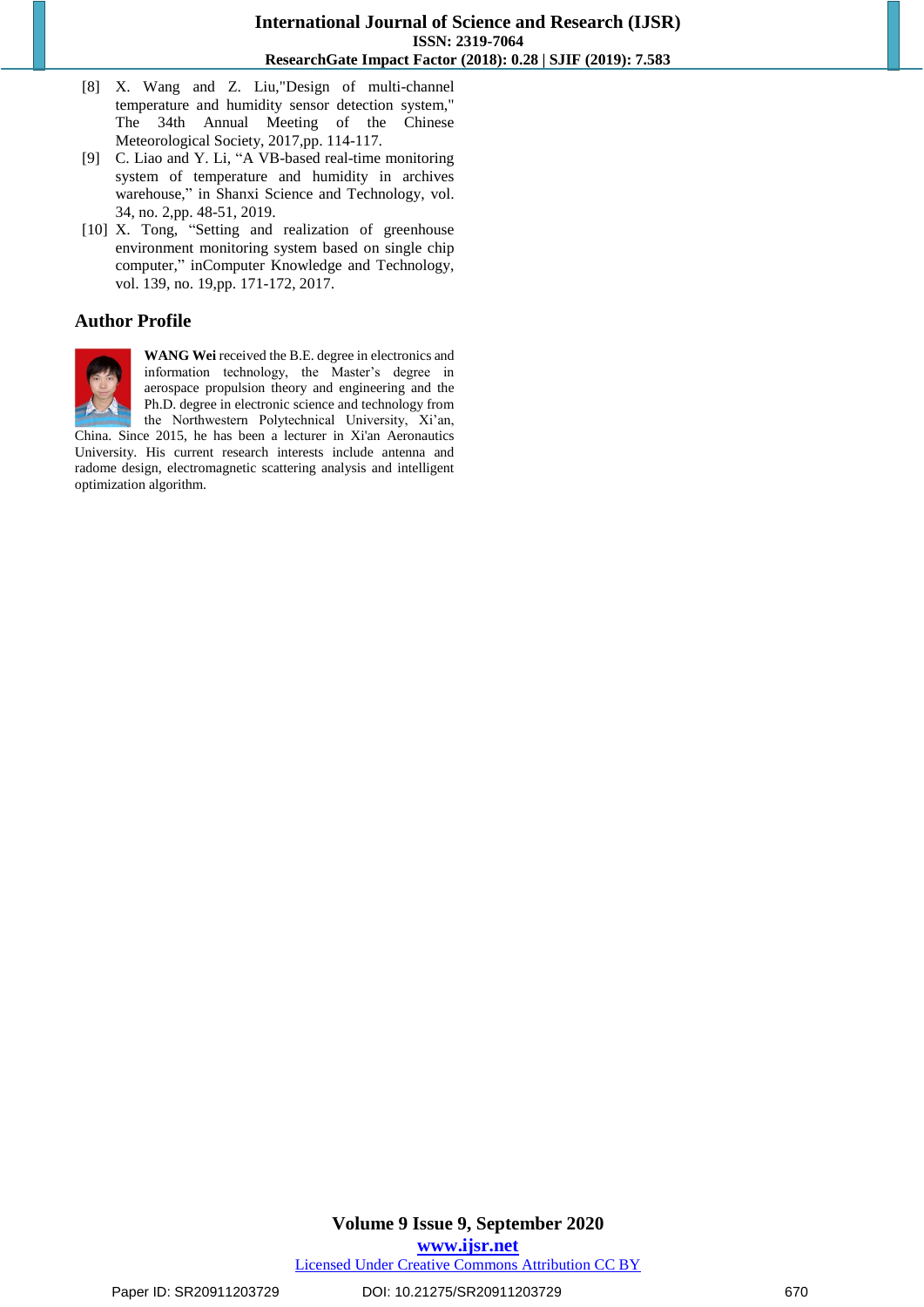[8] X. Wang and Z. Liu,"Design of multi-channel temperature and humidity sensor detection system," The 34th Annual Meeting of the Chinese Meteorological Society, 2017,pp. 114-117.

[9] C. Liao and Y. Li, “A VB-based real-time monitoring system of temperature and humidity in archives warehouse,” in Shanxi Science and Technology, vol. 34, no. 2,pp. 48-51, 2019.

[10] X. Tong, “Setting and realization of greenhouse environment monitoring system based on single chip computer,” inComputer Knowledge and Technology, vol. 139, no. 19,pp. 171-172, 2017.

## Author Profile

**WANG Wei** received the B.E. degree in electronics and information technology, the Master’s degree in aerospace propulsion theory and engineering and the Ph.D. degree in electronic science and technology from the Northwestern Polytechnical University, Xi’an, China. Since 2015, he has been a lecturer in Xi'an Aeronautics University. His current research interests include antenna and radome design, electromagnetic scattering analysis and intelligent optimization algorithm.